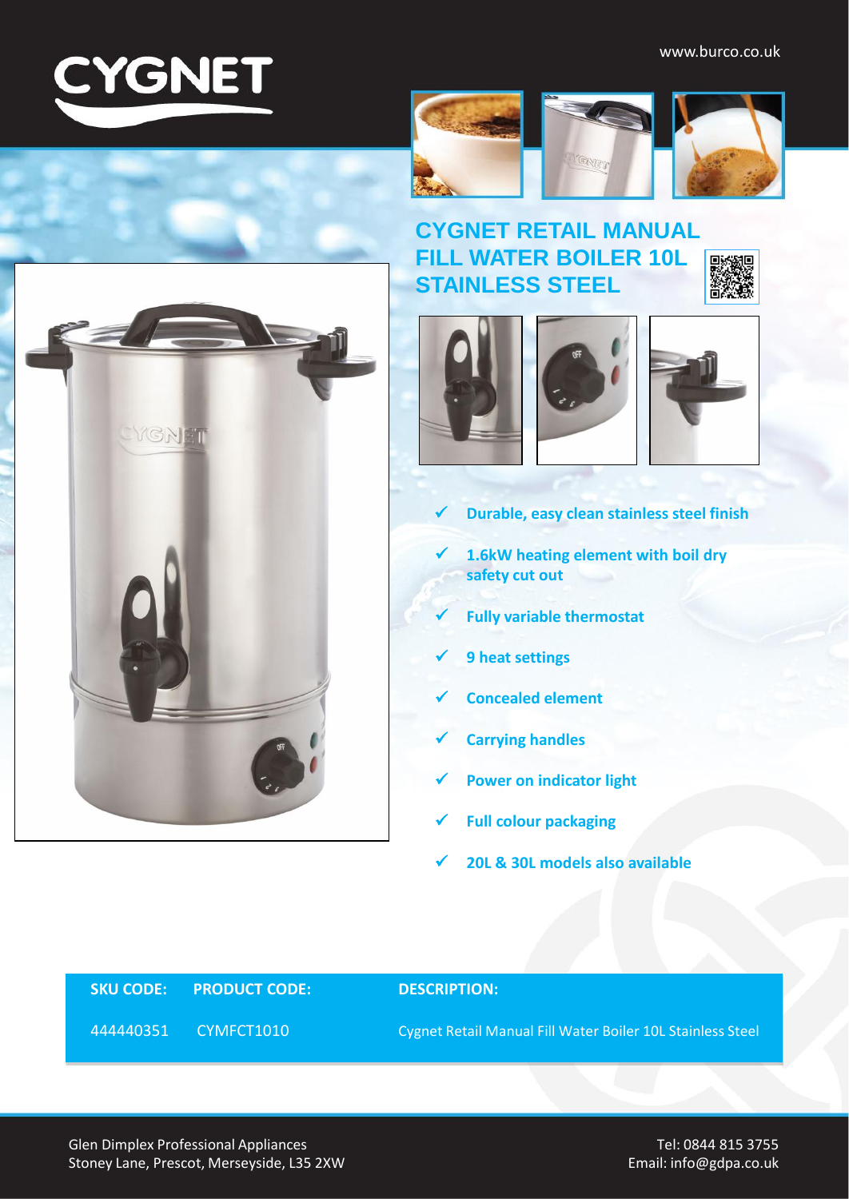CYGNET

www.burco.co.uk

# CYGNET RETAIL MANUAL FILL WATER BOILER 10L STAINLESS STEEL

- ✓ **Durable, easy clean stainless steel finish**
- ✓ **1.6kW heating element with boil dry safety cut out**
- ✓ **Fully variable thermostat**
- ✓ **9 heat settings**
- ✓ **Concealed element**
- ✓ **Carrying handles**
- ✓ **Power on indicator light**
- ✓ **Full colour packaging**
- ✓ **20L & 30L models also available**

| SKU CODE: | PRODUCT CODE: | DESCRIPTION: |
|---|---|---|
| 444440351 | CYMFCT1010 | Cygnet Retail Manual Fill Water Boiler 10L Stainless Steel |

Glen Dimplex Professional Appliances
Stoney Lane, Prescot, Merseyside, L35 2XW

Tel: 0844 815 3755
Email: info@gdpa.co.uk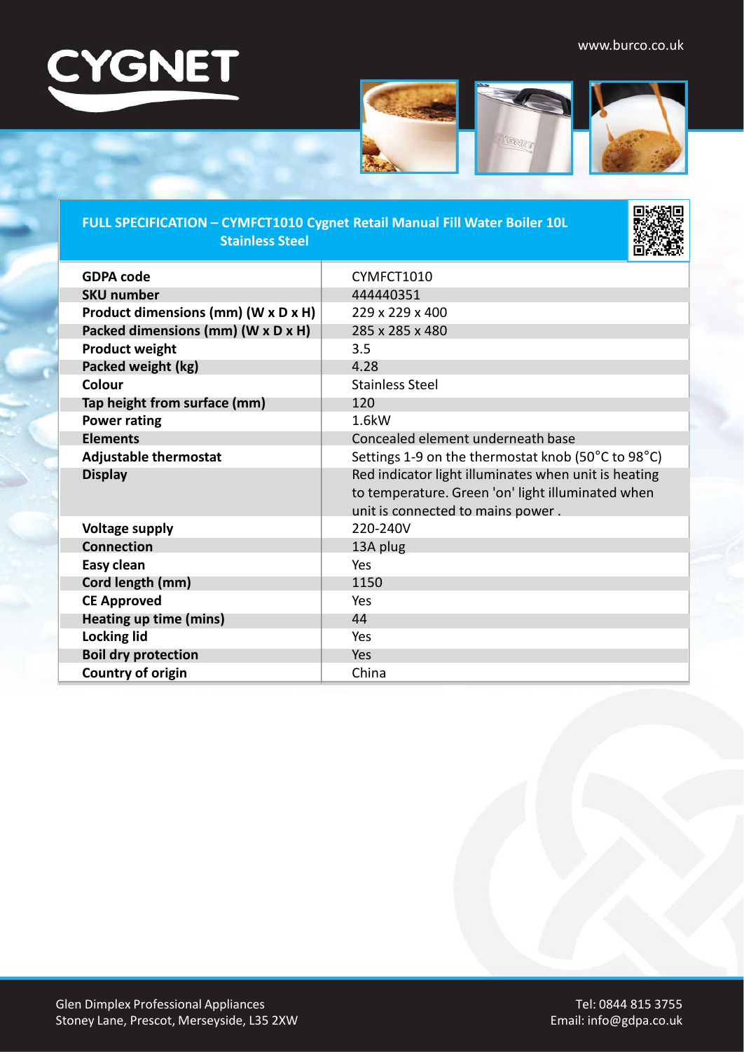CYGNET

www.burco.co.uk

## FULL SPECIFICATION – CYMFCT1010 Cygnet Retail Manual Fill Water Boiler 10L Stainless Steel

| | |
|---|---|
| **GDPA code** | CYMFCT1010 |
| **SKU number** | 444440351 |
| **Product dimensions (mm) (W x D x H)** | 229 x 229 x 400 |
| **Packed dimensions (mm) (W x D x H)** | 285 x 285 x 480 |
| **Product weight** | 3.5 |
| **Packed weight (kg)** | 4.28 |
| **Colour** | Stainless Steel |
| **Tap height from surface (mm)** | 120 |
| **Power rating** | 1.6kW |
| **Elements** | Concealed element underneath base |
| **Adjustable thermostat** | Settings 1-9 on the thermostat knob (50°C to 98°C) |
| **Display** | Red indicator light illuminates when unit is heating to temperature. Green 'on' light illuminated when unit is connected to mains power . |
| **Voltage supply** | 220-240V |
| **Connection** | 13A plug |
| **Easy clean** | Yes |
| **Cord length (mm)** | 1150 |
| **CE Approved** | Yes |
| **Heating up time (mins)** | 44 |
| **Locking lid** | Yes |
| **Boil dry protection** | Yes |
| **Country of origin** | China |

Glen Dimplex Professional Appliances
Stoney Lane, Prescot, Merseyside, L35 2XW

Tel: 0844 815 3755
Email: info@gdpa.co.uk